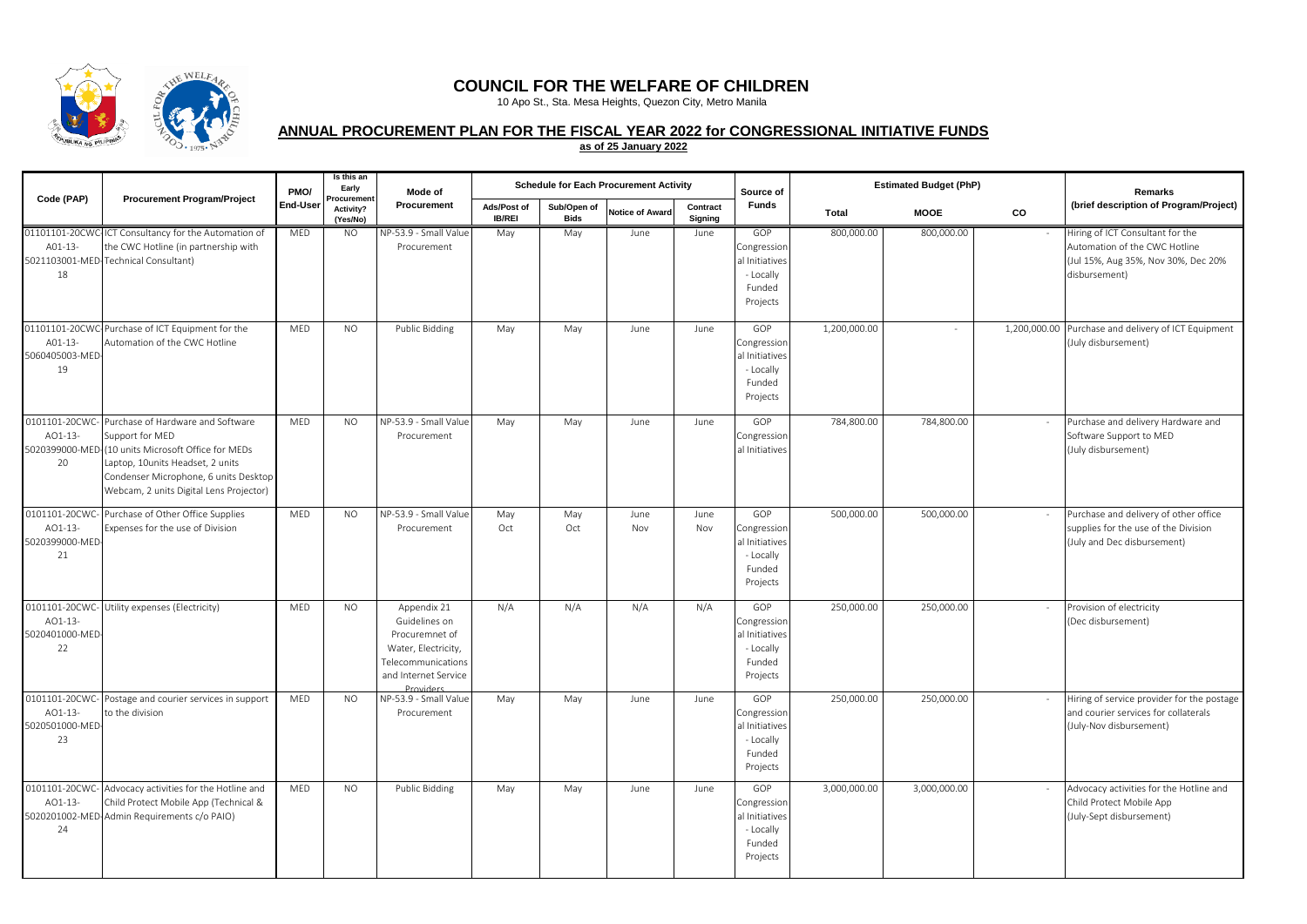# COUNCIL FOR THE WELFARE OF CHILDREN

10 Apo St., Sta. Mesa Heights, Quezon City, Metro Manila

## ANNUAL PROCUREMENT PLAN FOR THE FISCAL YEAR 2022 for CONGRESSIONAL INITIATIVE FUNDS

**as of 25 January 2022**

| Code (PAP) | Procurement Program/Project | PMO/ End-User | Is this an Early Procurement Activity? (Yes/No) | Mode of Procurement | Schedule for Each Procurement Activity | | | | Source of Funds | Estimated Budget (PhP) | | | Remarks (brief description of Program/Project) |
|---|---|---|---|---|---|---|---|---|---|---|---|---|---|
| | | | | | Ads/Post of IB/REI | Sub/Open of Bids | Notice of Award | Contract Signing | | Total | MOOE | CO | |
| 01101101-20CWC-A01-13-5021103001-MED-18 | ICT Consultancy for the Automation of the CWC Hotline (in partnership with Technical Consultant) | MED | NO | NP-53.9 - Small Value Procurement | May | May | June | June | GOP Congressional Initiatives - Locally Funded Projects | 800,000.00 | 800,000.00 | - | Hiring of ICT Consultant for the Automation of the CWC Hotline (Jul 15%, Aug 35%, Nov 30%, Dec 20% disbursement) |
| 01101101-20CWC-A01-13-5060405003-MED-19 | Purchase of ICT Equipment for the Automation of the CWC Hotline | MED | NO | Public Bidding | May | May | June | June | GOP Congressional Initiatives - Locally Funded Projects | 1,200,000.00 | - | 1,200,000.00 | Purchase and delivery of ICT Equipment (July disbursement) |
| 0101101-20CWC-AO1-13-5020399000-MED-20 | Purchase of Hardware and Software Support for MED (10 units Microsoft Office for MEDs Laptop, 10units Headset, 2 units Condenser Microphone, 6 units Desktop Webcam, 2 units Digital Lens Projector) | MED | NO | NP-53.9 - Small Value Procurement | May | May | June | June | GOP Congressional Initiatives | 784,800.00 | 784,800.00 | - | Purchase and delivery Hardware and Software Support to MED (July disbursement) |
| 0101101-20CWC-AO1-13-5020399000-MED-21 | Purchase of Other Office Supplies Expenses for the use of Division | MED | NO | NP-53.9 - Small Value Procurement | May Oct | May Oct | June Nov | June Nov | GOP Congressional Initiatives - Locally Funded Projects | 500,000.00 | 500,000.00 | - | Purchase and delivery of other office supplies for the use of the Division (July and Dec disbursement) |
| 0101101-20CWC-AO1-13-5020401000-MED-22 | Utility expenses (Electricity) | MED | NO | Appendix 21 Guidelines on Procuremnet of Water, Electricity, Telecommunications and Internet Service Providers | N/A | N/A | N/A | N/A | GOP Congressional Initiatives - Locally Funded Projects | 250,000.00 | 250,000.00 | - | Provision of electricity (Dec disbursement) |
| 0101101-20CWC-AO1-13-5020501000-MED-23 | Postage and courier services in support to the division | MED | NO | NP-53.9 - Small Value Procurement | May | May | June | June | GOP Congressional Initiatives - Locally Funded Projects | 250,000.00 | 250,000.00 | - | Hiring of service provider for the postage and courier services for collaterals (July-Nov disbursement) |
| 0101101-20CWC-AO1-13-5020201002-MED-24 | Advocacy activities for the Hotline and Child Protect Mobile App (Technical & Admin Requirements c/o PAIO) | MED | NO | Public Bidding | May | May | June | June | GOP Congressional Initiatives - Locally Funded Projects | 3,000,000.00 | 3,000,000.00 | - | Advocacy activities for the Hotline and Child Protect Mobile App (July-Sept disbursement) |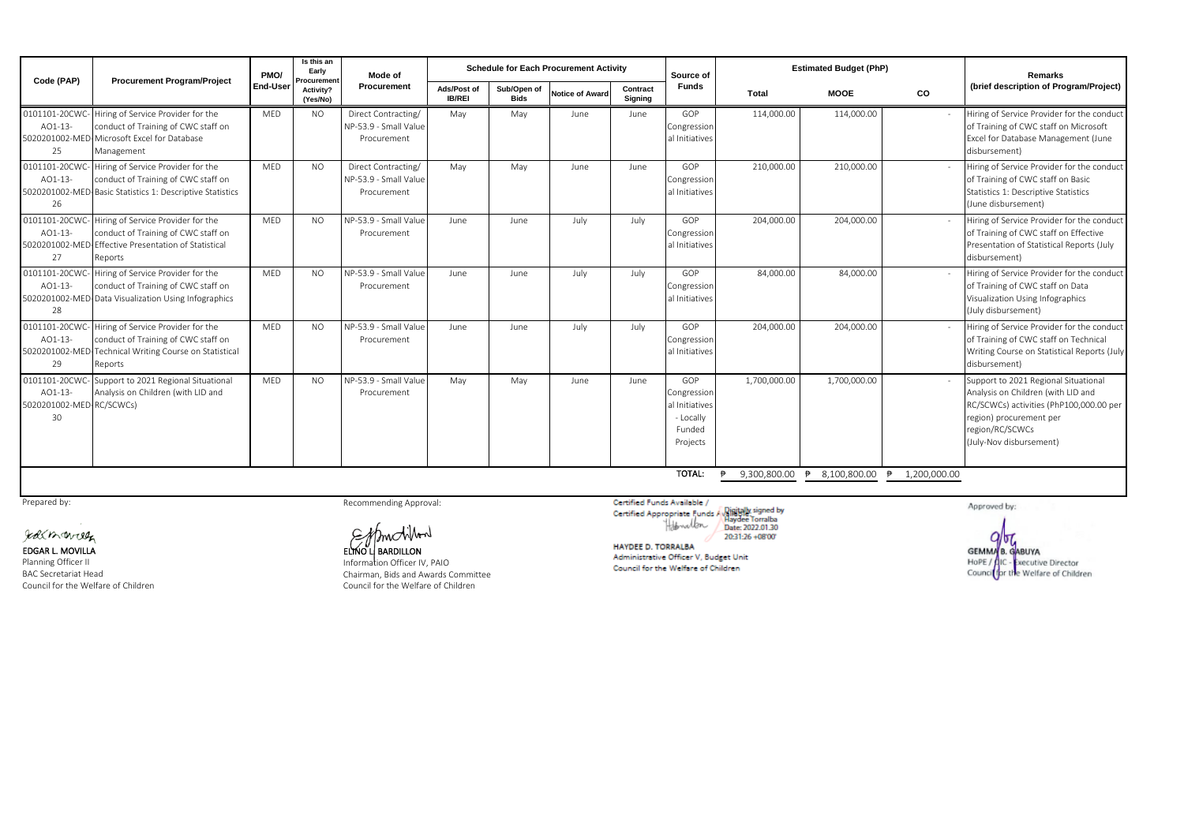| Code (PAP) | Procurement Program/Project | PMO/ End-User | Is this an Early Procurement Activity? (Yes/No) | Mode of Procurement | Schedule for Each Procurement Activity | | | | Source of Funds | Estimated Budget (PhP) | | | Remarks (brief description of Program/Project) |
|---|---|---|---|---|---|---|---|---|---|---|---|---|---|
| | | | | | Ads/Post of IB/REI | Sub/Open of Bids | Notice of Award | Contract Signing | | Total | MOOE | CO | |
| 0101101-20CWC-AO1-13-5020201002-MED-25 | Hiring of Service Provider for the conduct of Training of CWC staff on Microsoft Excel for Database Management | MED | NO | Direct Contracting/ NP-53.9 - Small Value Procurement | May | May | June | June | GOP Congressional Initiatives | 114,000.00 | 114,000.00 | - | Hiring of Service Provider for the conduct of Training of CWC staff on Microsoft Excel for Database Management (June disbursement) |
| 0101101-20CWC-AO1-13-5020201002-MED-26 | Hiring of Service Provider for the conduct of Training of CWC staff on Basic Statistics 1: Descriptive Statistics | MED | NO | Direct Contracting/ NP-53.9 - Small Value Procurement | May | May | June | June | GOP Congressional Initiatives | 210,000.00 | 210,000.00 | - | Hiring of Service Provider for the conduct of Training of CWC staff on Basic Statistics 1: Descriptive Statistics (June disbursement) |
| 0101101-20CWC-AO1-13-5020201002-MED-27 | Hiring of Service Provider for the conduct of Training of CWC staff on Effective Presentation of Statistical Reports | MED | NO | NP-53.9 - Small Value Procurement | June | June | July | July | GOP Congressional Initiatives | 204,000.00 | 204,000.00 | - | Hiring of Service Provider for the conduct of Training of CWC staff on Effective Presentation of Statistical Reports (July disbursement) |
| 0101101-20CWC-AO1-13-5020201002-MED-28 | Hiring of Service Provider for the conduct of Training of CWC staff on Data Visualization Using Infographics | MED | NO | NP-53.9 - Small Value Procurement | June | June | July | July | GOP Congressional Initiatives | 84,000.00 | 84,000.00 | - | Hiring of Service Provider for the conduct of Training of CWC staff on Data Visualization Using Infographics (July disbursement) |
| 0101101-20CWC-AO1-13-5020201002-MED-29 | Hiring of Service Provider for the conduct of Training of CWC staff on Technical Writing Course on Statistical Reports | MED | NO | NP-53.9 - Small Value Procurement | June | June | July | July | GOP Congressional Initiatives | 204,000.00 | 204,000.00 | - | Hiring of Service Provider for the conduct of Training of CWC staff on Technical Writing Course on Statistical Reports (July disbursement) |
| 0101101-20CWC-AO1-13-5020201002-MED-30 | Support to 2021 Regional Situational Analysis on Children (with LID and RC/SCWCs) | MED | NO | NP-53.9 - Small Value Procurement | May | May | June | June | GOP Congressional Initiatives - Locally Funded Projects | 1,700,000.00 | 1,700,000.00 | - | Support to 2021 Regional Situational Analysis on Children (with LID and RC/SCWCs) activities (PhP100,000.00 per region) procurement per region/RC/SCWCs (July-Nov disbursement) |
| | | | | | | | | | TOTAL: | ₱ 9,300,800.00 | ₱ 8,100,800.00 | ₱ 1,200,000.00 | |

Prepared by:

**EDGAR L. MOVILLA**
Planning Officer II
BAC Secretariat Head
Council for the Welfare of Children

Recommending Approval:

**ELINO L. BARDILLON**
Information Officer IV, PAIO
Chairman, Bids and Awards Committee
Council for the Welfare of Children

Certified Funds Available /
Certified Appropriate Funds Available:

Digitally signed by Haydee Torralba
Date: 2022.01.30 20:31:26 +08'00'

**HAYDEE D. TORRALBA**
Administrative Officer V, Budget Unit
Council for the Welfare of Children

Approved by:

**GEMMA B. GABUYA**
HoPE / OIC - Executive Director
Council for the Welfare of Children